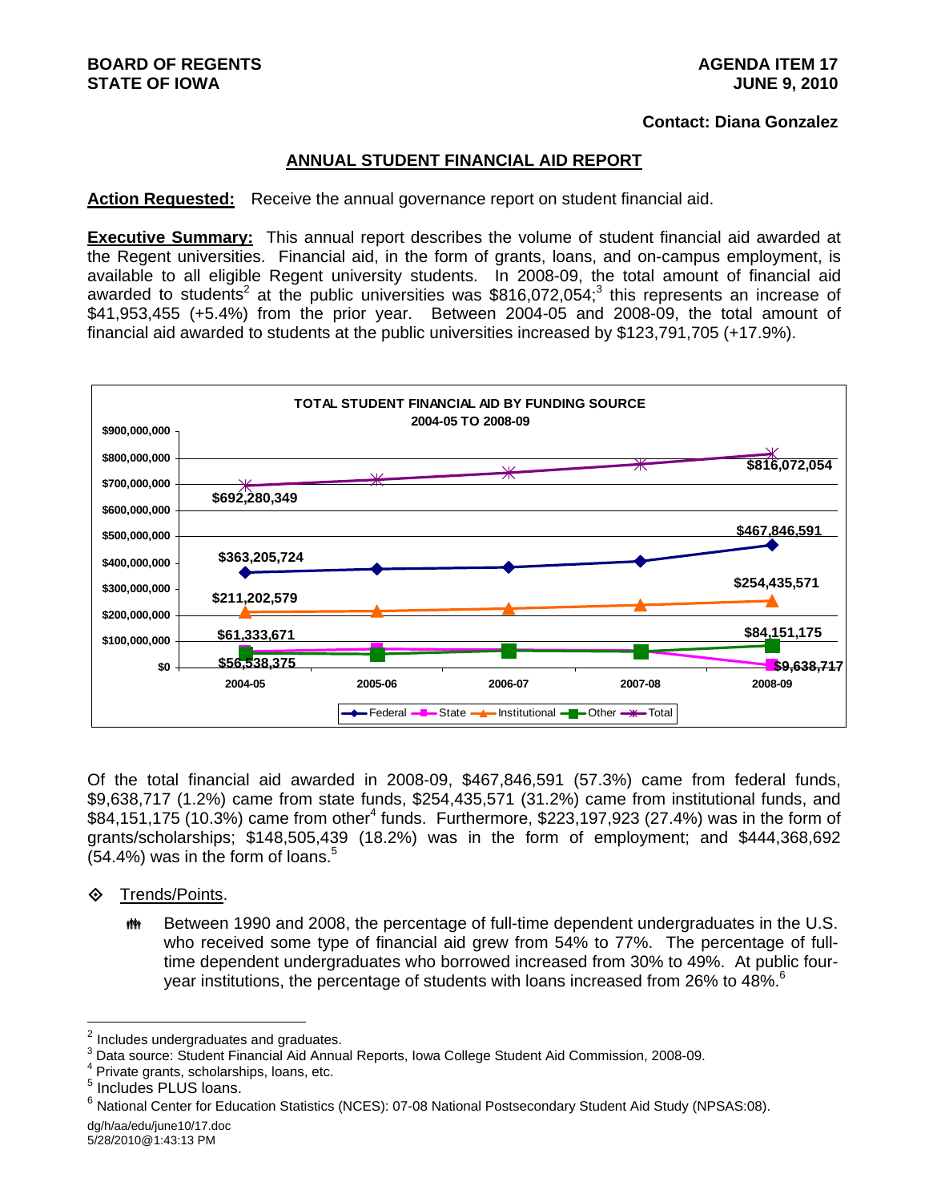**BOARD OF REGENTS**
**STATE OF IOWA**

**AGENDA ITEM 17**
**JUNE 9, 2010**

**Contact: Diana Gonzalez**

## ANNUAL STUDENT FINANCIAL AID REPORT

**Action Requested:** Receive the annual governance report on student financial aid.

**Executive Summary:** This annual report describes the volume of student financial aid awarded at the Regent universities. Financial aid, in the form of grants, loans, and on-campus employment, is available to all eligible Regent university students. In 2008-09, the total amount of financial aid awarded to students[2] at the public universities was $816,072,054;[3] this represents an increase of $41,953,455 (+5.4%) from the prior year. Between 2004-05 and 2008-09, the total amount of financial aid awarded to students at the public universities increased by $123,791,705 (+17.9%).

**TOTAL STUDENT FINANCIAL AID BY FUNDING SOURCE**
**2004-05 TO 2008-09**

| Funding Source | 2004-05 | 2008-09 |
|---|---|---|
| Federal | $363,205,724 | $467,846,591 |
| State | $61,333,671 | $9,638,717 |
| Institutional | $211,202,579 | $254,435,571 |
| Other | $56,538,375 | $84,151,175 |
| Total | $692,280,349 | $816,072,054 |

Of the total financial aid awarded in 2008-09, $467,846,591 (57.3%) came from federal funds, $9,638,717 (1.2%) came from state funds, $254,435,571 (31.2%) came from institutional funds, and $84,151,175 (10.3%) came from other[4] funds. Furthermore, $223,197,923 (27.4%) was in the form of grants/scholarships; $148,505,439 (18.2%) was in the form of employment; and $444,368,692 (54.4%) was in the form of loans.[5]

- Trends/Points.

  - Between 1990 and 2008, the percentage of full-time dependent undergraduates in the U.S. who received some type of financial aid grew from 54% to 77%. The percentage of full-time dependent undergraduates who borrowed increased from 30% to 49%. At public four-year institutions, the percentage of students with loans increased from 26% to 48%.[6]

---

[2] Includes undergraduates and graduates.
[3] Data source: Student Financial Aid Annual Reports, Iowa College Student Aid Commission, 2008-09.
[4] Private grants, scholarships, loans, etc.
[5] Includes PLUS loans.
[6] National Center for Education Statistics (NCES): 07-08 National Postsecondary Student Aid Study (NPSAS:08).

dg/h/aa/edu/june10/17.doc
5/28/2010@1:43:13 PM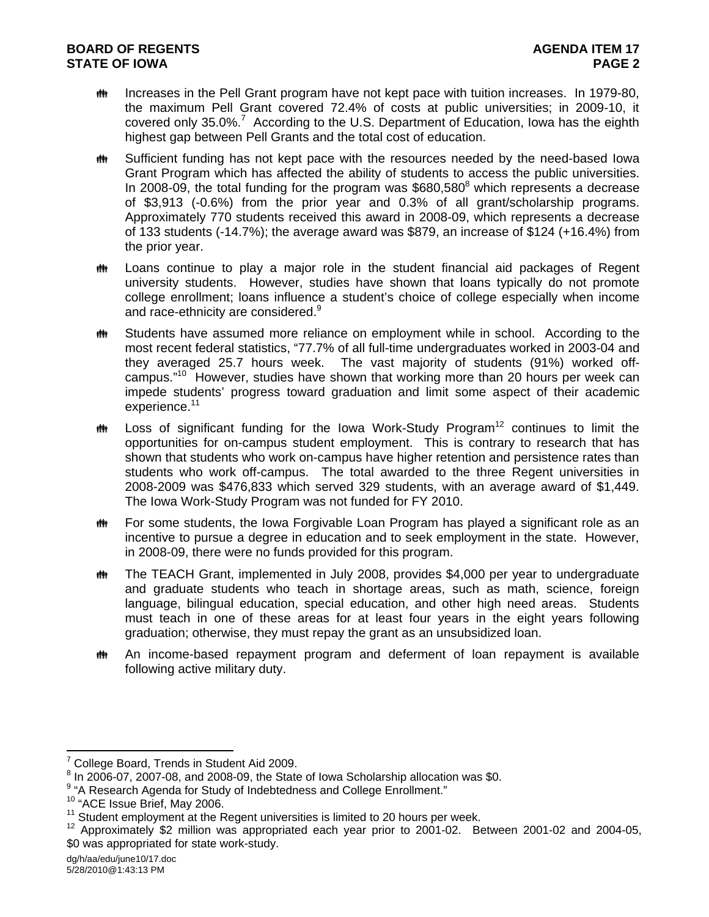- Increases in the Pell Grant program have not kept pace with tuition increases. In 1979-80, the maximum Pell Grant covered 72.4% of costs at public universities; in 2009-10, it covered only 35.0%.[7] According to the U.S. Department of Education, Iowa has the eighth highest gap between Pell Grants and the total cost of education.

- Sufficient funding has not kept pace with the resources needed by the need-based Iowa Grant Program which has affected the ability of students to access the public universities. In 2008-09, the total funding for the program was $680,580[8] which represents a decrease of $3,913 (-0.6%) from the prior year and 0.3% of all grant/scholarship programs. Approximately 770 students received this award in 2008-09, which represents a decrease of 133 students (-14.7%); the average award was $879, an increase of $124 (+16.4%) from the prior year.

- Loans continue to play a major role in the student financial aid packages of Regent university students. However, studies have shown that loans typically do not promote college enrollment; loans influence a student's choice of college especially when income and race-ethnicity are considered.[9]

- Students have assumed more reliance on employment while in school. According to the most recent federal statistics, "77.7% of all full-time undergraduates worked in 2003-04 and they averaged 25.7 hours week. The vast majority of students (91%) worked off-campus."[10] However, studies have shown that working more than 20 hours per week can impede students' progress toward graduation and limit some aspect of their academic experience.[11]

- Loss of significant funding for the Iowa Work-Study Program[12] continues to limit the opportunities for on-campus student employment. This is contrary to research that has shown that students who work on-campus have higher retention and persistence rates than students who work off-campus. The total awarded to the three Regent universities in 2008-2009 was $476,833 which served 329 students, with an average award of $1,449. The Iowa Work-Study Program was not funded for FY 2010.

- For some students, the Iowa Forgivable Loan Program has played a significant role as an incentive to pursue a degree in education and to seek employment in the state. However, in 2008-09, there were no funds provided for this program.

- The TEACH Grant, implemented in July 2008, provides $4,000 per year to undergraduate and graduate students who teach in shortage areas, such as math, science, foreign language, bilingual education, special education, and other high need areas. Students must teach in one of these areas for at least four years in the eight years following graduation; otherwise, they must repay the grant as an unsubsidized loan.

- An income-based repayment program and deferment of loan repayment is available following active military duty.

---

[7] College Board, Trends in Student Aid 2009.

[8] In 2006-07, 2007-08, and 2008-09, the State of Iowa Scholarship allocation was $0.

[9] "A Research Agenda for Study of Indebtedness and College Enrollment."

[10] "ACE Issue Brief, May 2006.

[11] Student employment at the Regent universities is limited to 20 hours per week.

[12] Approximately $2 million was appropriated each year prior to 2001-02. Between 2001-02 and 2004-05, $0 was appropriated for state work-study.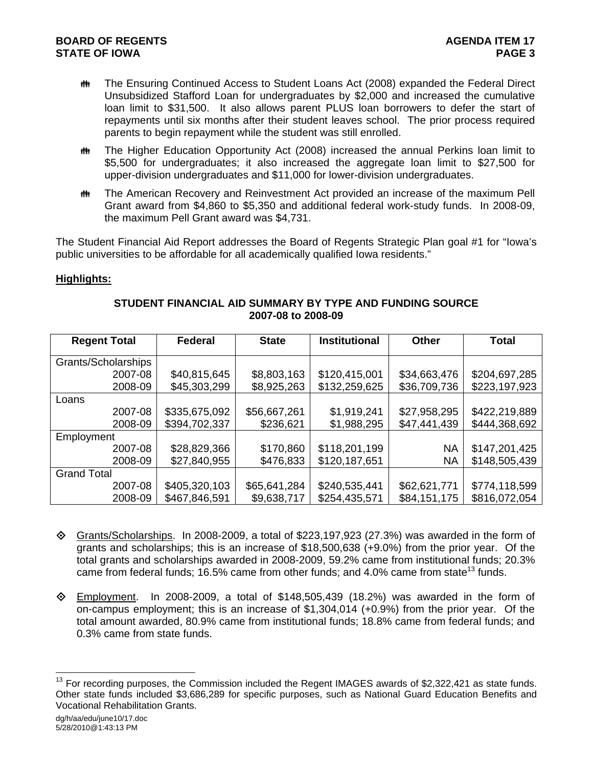- The Ensuring Continued Access to Student Loans Act (2008) expanded the Federal Direct Unsubsidized Stafford Loan for undergraduates by $2,000 and increased the cumulative loan limit to $31,500. It also allows parent PLUS loan borrowers to defer the start of repayments until six months after their student leaves school. The prior process required parents to begin repayment while the student was still enrolled.
- The Higher Education Opportunity Act (2008) increased the annual Perkins loan limit to $5,500 for undergraduates; it also increased the aggregate loan limit to $27,500 for upper-division undergraduates and $11,000 for lower-division undergraduates.
- The American Recovery and Reinvestment Act provided an increase of the maximum Pell Grant award from $4,860 to $5,350 and additional federal work-study funds. In 2008-09, the maximum Pell Grant award was $4,731.

The Student Financial Aid Report addresses the Board of Regents Strategic Plan goal #1 for "Iowa's public universities to be affordable for all academically qualified Iowa residents."

**Highlights:**

**STUDENT FINANCIAL AID SUMMARY BY TYPE AND FUNDING SOURCE 2007-08 to 2008-09**

| Regent Total | Federal | State | Institutional | Other | Total |
|---|---|---|---|---|---|
| Grants/Scholarships | | | | | |
| 2007-08 | $40,815,645 | $8,803,163 | $120,415,001 | $34,663,476 | $204,697,285 |
| 2008-09 | $45,303,299 | $8,925,263 | $132,259,625 | $36,709,736 | $223,197,923 |
| Loans | | | | | |
| 2007-08 | $335,675,092 | $56,667,261 | $1,919,241 | $27,958,295 | $422,219,889 |
| 2008-09 | $394,702,337 | $236,621 | $1,988,295 | $47,441,439 | $444,368,692 |
| Employment | | | | | |
| 2007-08 | $28,829,366 | $170,860 | $118,201,199 | NA | $147,201,425 |
| 2008-09 | $27,840,955 | $476,833 | $120,187,651 | NA | $148,505,439 |
| Grand Total | | | | | |
| 2007-08 | $405,320,103 | $65,641,284 | $240,535,441 | $62,621,771 | $774,118,599 |
| 2008-09 | $467,846,591 | $9,638,717 | $254,435,571 | $84,151,175 | $816,072,054 |

- Grants/Scholarships. In 2008-2009, a total of $223,197,923 (27.3%) was awarded in the form of grants and scholarships; this is an increase of $18,500,638 (+9.0%) from the prior year. Of the total grants and scholarships awarded in 2008-2009, 59.2% came from institutional funds; 20.3% came from federal funds; 16.5% came from other funds; and 4.0% came from state[13] funds.

- Employment. In 2008-2009, a total of $148,505,439 (18.2%) was awarded in the form of on-campus employment; this is an increase of $1,304,014 (+0.9%) from the prior year. Of the total amount awarded, 80.9% came from institutional funds; 18.8% came from federal funds; and 0.3% came from state funds.

[13] For recording purposes, the Commission included the Regent IMAGES awards of $2,322,421 as state funds. Other state funds included $3,686,289 for specific purposes, such as National Guard Education Benefits and Vocational Rehabilitation Grants.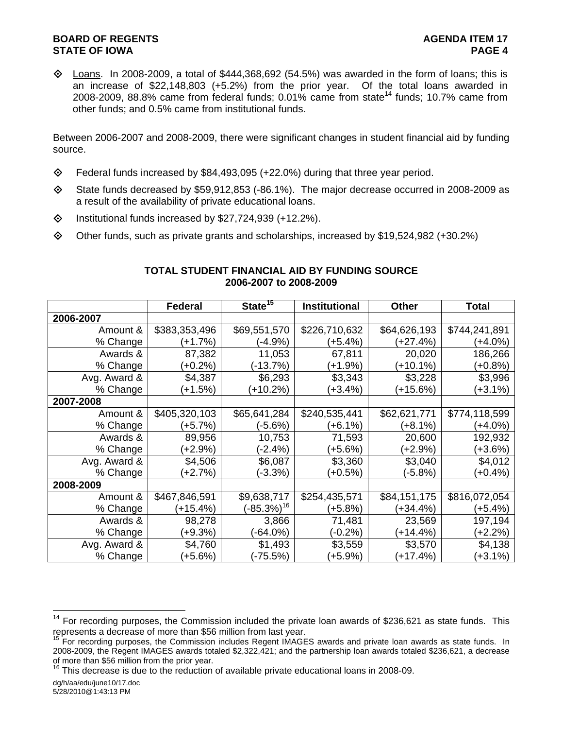- Loans. In 2008-2009, a total of $444,368,692 (54.5%) was awarded in the form of loans; this is an increase of $22,148,803 (+5.2%) from the prior year. Of the total loans awarded in 2008-2009, 88.8% came from federal funds; 0.01% came from state[14] funds; 10.7% came from other funds; and 0.5% came from institutional funds.

Between 2006-2007 and 2008-2009, there were significant changes in student financial aid by funding source.

- Federal funds increased by $84,493,095 (+22.0%) during that three year period.
- State funds decreased by $59,912,853 (-86.1%). The major decrease occurred in 2008-2009 as a result of the availability of private educational loans.
- Institutional funds increased by $27,724,939 (+12.2%).
- Other funds, such as private grants and scholarships, increased by $19,524,982 (+30.2%)

**TOTAL STUDENT FINANCIAL AID BY FUNDING SOURCE**
**2006-2007 to 2008-2009**

| | Federal | State[15] | Institutional | Other | Total |
|---|---|---|---|---|---|
| **2006-2007** | | | | | |
| Amount & % Change | $383,353,496 (+1.7%) | $69,551,570 (-4.9%) | $226,710,632 (+5.4%) | $64,626,193 (+27.4%) | $744,241,891 (+4.0%) |
| Awards & % Change | 87,382 (+0.2%) | 11,053 (-13.7%) | 67,811 (+1.9%) | 20,020 (+10.1%) | 186,266 (+0.8%) |
| Avg. Award & % Change | $4,387 (+1.5%) | $6,293 (+10.2%) | $3,343 (+3.4%) | $3,228 (+15.6%) | $3,996 (+3.1%) |
| **2007-2008** | | | | | |
| Amount & % Change | $405,320,103 (+5.7%) | $65,641,284 (-5.6%) | $240,535,441 (+6.1%) | $62,621,771 (+8.1%) | $774,118,599 (+4.0%) |
| Awards & % Change | 89,956 (+2.9%) | 10,753 (-2.4%) | 71,593 (+5.6%) | 20,600 (+2.9%) | 192,932 (+3.6%) |
| Avg. Award & % Change | $4,506 (+2.7%) | $6,087 (-3.3%) | $3,360 (+0.5%) | $3,040 (-5.8%) | $4,012 (+0.4%) |
| **2008-2009** | | | | | |
| Amount & % Change | $467,846,591 (+15.4%) | $9,638,717 (-85.3%)[16] | $254,435,571 (+5.8%) | $84,151,175 (+34.4%) | $816,072,054 (+5.4%) |
| Awards & % Change | 98,278 (+9.3%) | 3,866 (-64.0%) | 71,481 (-0.2%) | 23,569 (+14.4%) | 197,194 (+2.2%) |
| Avg. Award & % Change | $4,760 (+5.6%) | $1,493 (-75.5%) | $3,559 (+5.9%) | $3,570 (+17.4%) | $4,138 (+3.1%) |

[14] For recording purposes, the Commission included the private loan awards of $236,621 as state funds. This represents a decrease of more than $56 million from last year.

[15] For recording purposes, the Commission includes Regent IMAGES awards and private loan awards as state funds. In 2008-2009, the Regent IMAGES awards totaled $2,322,421; and the partnership loan awards totaled $236,621, a decrease of more than $56 million from the prior year.

[16] This decrease is due to the reduction of available private educational loans in 2008-09.

dg/h/aa/edu/june10/17.doc
5/28/2010@1:43:13 PM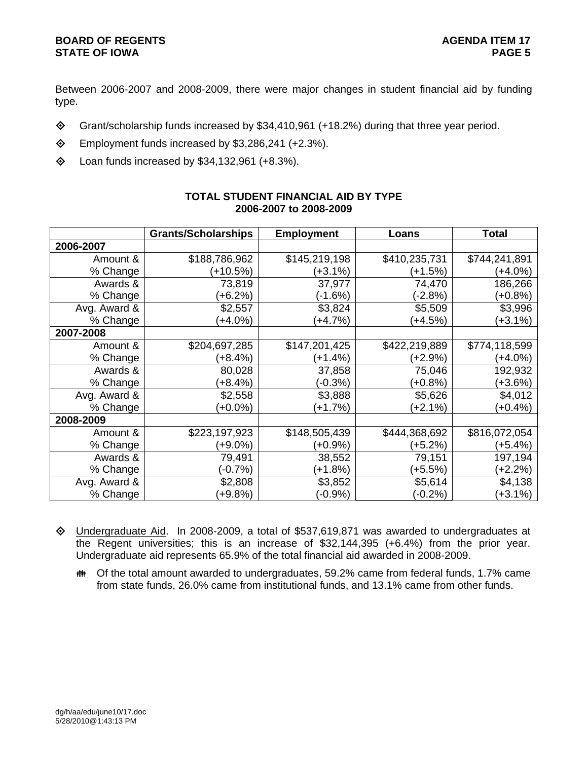Between 2006-2007 and 2008-2009, there were major changes in student financial aid by funding type.

- Grant/scholarship funds increased by $34,410,961 (+18.2%) during that three year period.
- Employment funds increased by $3,286,241 (+2.3%).
- Loan funds increased by $34,132,961 (+8.3%).

**TOTAL STUDENT FINANCIAL AID BY TYPE**
**2006-2007 to 2008-2009**

| | Grants/Scholarships | Employment | Loans | Total |
|---|---|---|---|---|
| **2006-2007** | | | | |
| Amount & % Change | $188,786,962 (+10.5%) | $145,219,198 (+3.1%) | $410,235,731 (+1.5%) | $744,241,891 (+4.0%) |
| Awards & % Change | 73,819 (+6.2%) | 37,977 (-1.6%) | 74,470 (-2.8%) | 186,266 (+0.8%) |
| Avg. Award & % Change | $2,557 (+4.0%) | $3,824 (+4.7%) | $5,509 (+4.5%) | $3,996 (+3.1%) |
| **2007-2008** | | | | |
| Amount & % Change | $204,697,285 (+8.4%) | $147,201,425 (+1.4%) | $422,219,889 (+2.9%) | $774,118,599 (+4.0%) |
| Awards & % Change | 80,028 (+8.4%) | 37,858 (-0.3%) | 75,046 (+0.8%) | 192,932 (+3.6%) |
| Avg. Award & % Change | $2,558 (+0.0%) | $3,888 (+1.7%) | $5,626 (+2.1%) | $4,012 (+0.4%) |
| **2008-2009** | | | | |
| Amount & % Change | $223,197,923 (+9.0%) | $148,505,439 (+0.9%) | $444,368,692 (+5.2%) | $816,072,054 (+5.4%) |
| Awards & % Change | 79,491 (-0.7%) | 38,552 (+1.8%) | 79,151 (+5.5%) | 197,194 (+2.2%) |
| Avg. Award & % Change | $2,808 (+9.8%) | $3,852 (-0.9%) | $5,614 (-0.2%) | $4,138 (+3.1%) |

- Undergraduate Aid. In 2008-2009, a total of $537,619,871 was awarded to undergraduates at the Regent universities; this is an increase of $32,144,395 (+6.4%) from the prior year. Undergraduate aid represents 65.9% of the total financial aid awarded in 2008-2009.
  - Of the total amount awarded to undergraduates, 59.2% came from federal funds, 1.7% came from state funds, 26.0% came from institutional funds, and 13.1% came from other funds.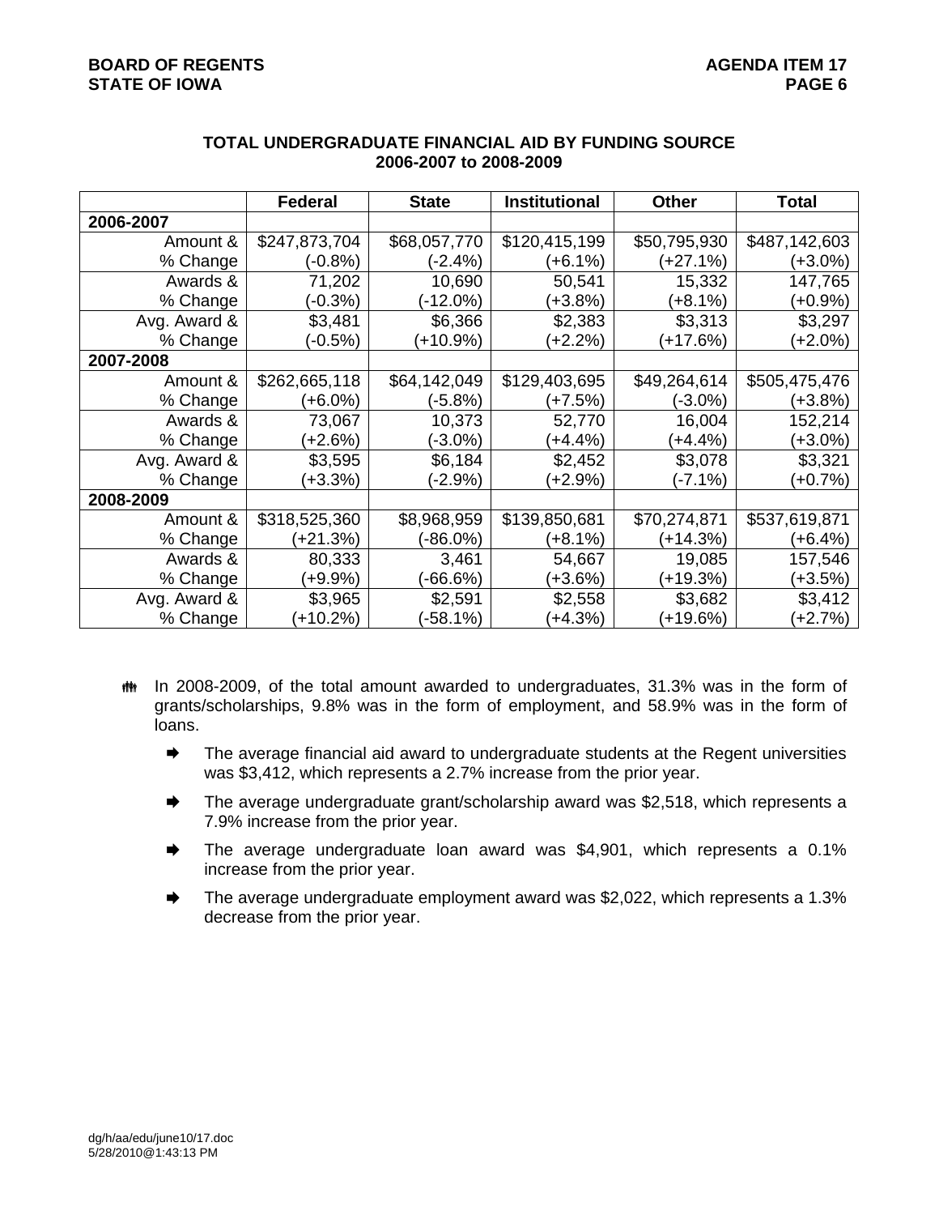### TOTAL UNDERGRADUATE FINANCIAL AID BY FUNDING SOURCE
### 2006-2007 to 2008-2009

| | Federal | State | Institutional | Other | Total |
|---|---|---|---|---|---|
| **2006-2007** | | | | | |
| Amount & | $247,873,704 | $68,057,770 | $120,415,199 | $50,795,930 | $487,142,603 |
| % Change | (-0.8%) | (-2.4%) | (+6.1%) | (+27.1%) | (+3.0%) |
| Awards & | 71,202 | 10,690 | 50,541 | 15,332 | 147,765 |
| % Change | (-0.3%) | (-12.0%) | (+3.8%) | (+8.1%) | (+0.9%) |
| Avg. Award & | $3,481 | $6,366 | $2,383 | $3,313 | $3,297 |
| % Change | (-0.5%) | (+10.9%) | (+2.2%) | (+17.6%) | (+2.0%) |
| **2007-2008** | | | | | |
| Amount & | $262,665,118 | $64,142,049 | $129,403,695 | $49,264,614 | $505,475,476 |
| % Change | (+6.0%) | (-5.8%) | (+7.5%) | (-3.0%) | (+3.8%) |
| Awards & | 73,067 | 10,373 | 52,770 | 16,004 | 152,214 |
| % Change | (+2.6%) | (-3.0%) | (+4.4%) | (+4.4%) | (+3.0%) |
| Avg. Award & | $3,595 | $6,184 | $2,452 | $3,078 | $3,321 |
| % Change | (+3.3%) | (-2.9%) | (+2.9%) | (-7.1%) | (+0.7%) |
| **2008-2009** | | | | | |
| Amount & | $318,525,360 | $8,968,959 | $139,850,681 | $70,274,871 | $537,619,871 |
| % Change | (+21.3%) | (-86.0%) | (+8.1%) | (+14.3%) | (+6.4%) |
| Awards & | 80,333 | 3,461 | 54,667 | 19,085 | 157,546 |
| % Change | (+9.9%) | (-66.6%) | (+3.6%) | (+19.3%) | (+3.5%) |
| Avg. Award & | $3,965 | $2,591 | $2,558 | $3,682 | $3,412 |
| % Change | (+10.2%) | (-58.1%) | (+4.3%) | (+19.6%) | (+2.7%) |

- In 2008-2009, of the total amount awarded to undergraduates, 31.3% was in the form of grants/scholarships, 9.8% was in the form of employment, and 58.9% was in the form of loans.
  - The average financial aid award to undergraduate students at the Regent universities was $3,412, which represents a 2.7% increase from the prior year.
  - The average undergraduate grant/scholarship award was $2,518, which represents a 7.9% increase from the prior year.
  - The average undergraduate loan award was $4,901, which represents a 0.1% increase from the prior year.
  - The average undergraduate employment award was $2,022, which represents a 1.3% decrease from the prior year.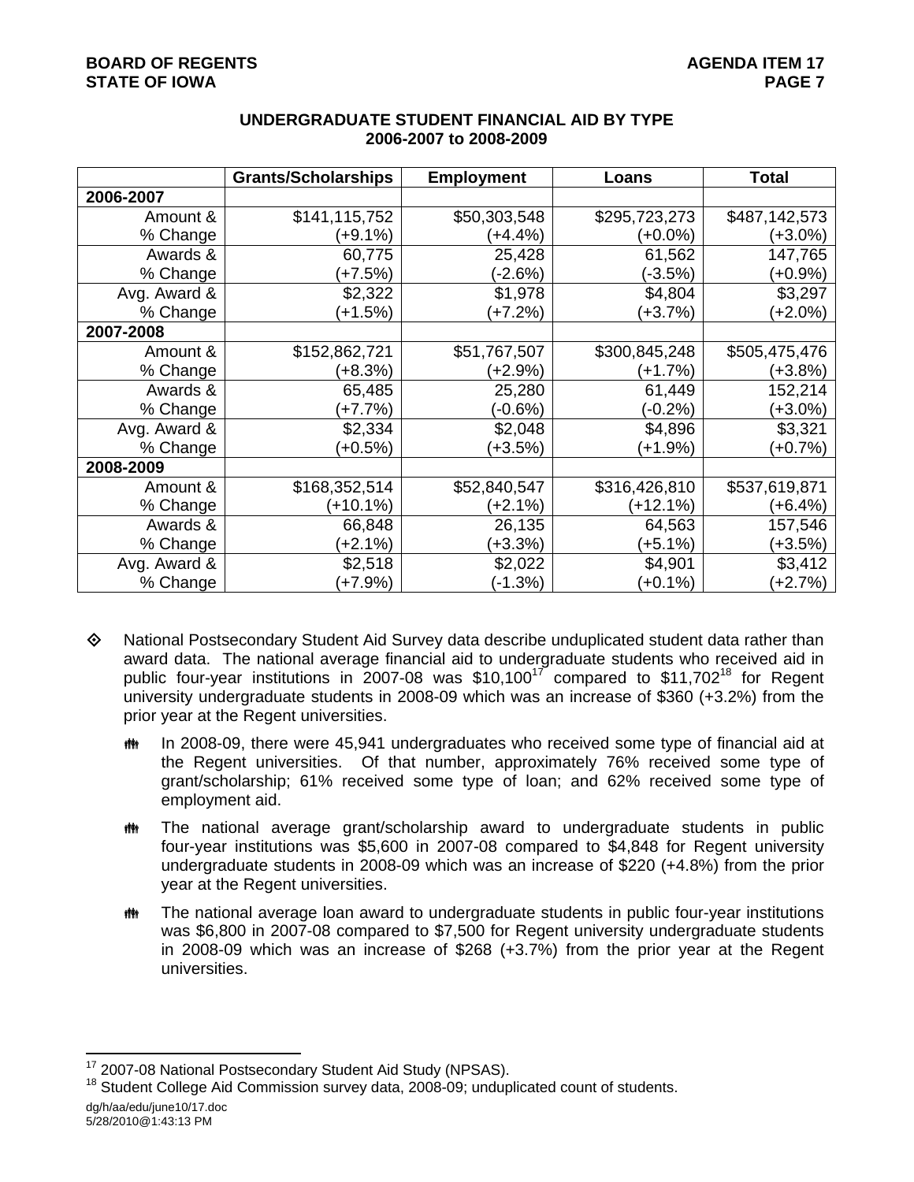## UNDERGRADUATE STUDENT FINANCIAL AID BY TYPE
## 2006-2007 to 2008-2009

| | Grants/Scholarships | Employment | Loans | Total |
|---|---|---|---|---|
| **2006-2007** | | | | |
| Amount & % Change | $141,115,752 (+9.1%) | $50,303,548 (+4.4%) | $295,723,273 (+0.0%) | $487,142,573 (+3.0%) |
| Awards & % Change | 60,775 (+7.5%) | 25,428 (-2.6%) | 61,562 (-3.5%) | 147,765 (+0.9%) |
| Avg. Award & % Change | $2,322 (+1.5%) | $1,978 (+7.2%) | $4,804 (+3.7%) | $3,297 (+2.0%) |
| **2007-2008** | | | | |
| Amount & % Change | $152,862,721 (+8.3%) | $51,767,507 (+2.9%) | $300,845,248 (+1.7%) | $505,475,476 (+3.8%) |
| Awards & % Change | 65,485 (+7.7%) | 25,280 (-0.6%) | 61,449 (-0.2%) | 152,214 (+3.0%) |
| Avg. Award & % Change | $2,334 (+0.5%) | $2,048 (+3.5%) | $4,896 (+1.9%) | $3,321 (+0.7%) |
| **2008-2009** | | | | |
| Amount & % Change | $168,352,514 (+10.1%) | $52,840,547 (+2.1%) | $316,426,810 (+12.1%) | $537,619,871 (+6.4%) |
| Awards & % Change | 66,848 (+2.1%) | 26,135 (+3.3%) | 64,563 (+5.1%) | 157,546 (+3.5%) |
| Avg. Award & % Change | $2,518 (+7.9%) | $2,022 (-1.3%) | $4,901 (+0.1%) | $3,412 (+2.7%) |

- National Postsecondary Student Aid Survey data describe unduplicated student data rather than award data. The national average financial aid to undergraduate students who received aid in public four-year institutions in 2007-08 was $10,100[17] compared to $11,702[18] for Regent university undergraduate students in 2008-09 which was an increase of $360 (+3.2%) from the prior year at the Regent universities.

  - In 2008-09, there were 45,941 undergraduates who received some type of financial aid at the Regent universities. Of that number, approximately 76% received some type of grant/scholarship; 61% received some type of loan; and 62% received some type of employment aid.

  - The national average grant/scholarship award to undergraduate students in public four-year institutions was $5,600 in 2007-08 compared to $4,848 for Regent university undergraduate students in 2008-09 which was an increase of $220 (+4.8%) from the prior year at the Regent universities.

  - The national average loan award to undergraduate students in public four-year institutions was $6,800 in 2007-08 compared to $7,500 for Regent university undergraduate students in 2008-09 which was an increase of $268 (+3.7%) from the prior year at the Regent universities.

---

[17] 2007-08 National Postsecondary Student Aid Study (NPSAS).

[18] Student College Aid Commission survey data, 2008-09; unduplicated count of students.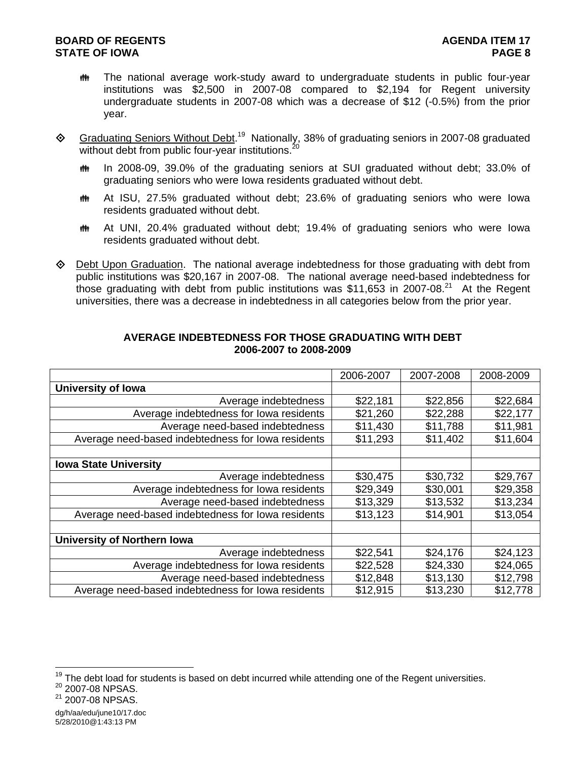- The national average work-study award to undergraduate students in public four-year institutions was $2,500 in 2007-08 compared to $2,194 for Regent university undergraduate students in 2007-08 which was a decrease of $12 (-0.5%) from the prior year.

- Graduating Seniors Without Debt.[19] Nationally, 38% of graduating seniors in 2007-08 graduated without debt from public four-year institutions.[20]
  - In 2008-09, 39.0% of the graduating seniors at SUI graduated without debt; 33.0% of graduating seniors who were Iowa residents graduated without debt.
  - At ISU, 27.5% graduated without debt; 23.6% of graduating seniors who were Iowa residents graduated without debt.
  - At UNI, 20.4% graduated without debt; 19.4% of graduating seniors who were Iowa residents graduated without debt.

- Debt Upon Graduation. The national average indebtedness for those graduating with debt from public institutions was $20,167 in 2007-08. The national average need-based indebtedness for those graduating with debt from public institutions was $11,653 in 2007-08.[21] At the Regent universities, there was a decrease in indebtedness in all categories below from the prior year.

**AVERAGE INDEBTEDNESS FOR THOSE GRADUATING WITH DEBT**
**2006-2007 to 2008-2009**

| | 2006-2007 | 2007-2008 | 2008-2009 |
|---|---|---|---|
| **University of Iowa** | | | |
| Average indebtedness | $22,181 | $22,856 | $22,684 |
| Average indebtedness for Iowa residents | $21,260 | $22,288 | $22,177 |
| Average need-based indebtedness | $11,430 | $11,788 | $11,981 |
| Average need-based indebtedness for Iowa residents | $11,293 | $11,402 | $11,604 |
| | | | |
| **Iowa State University** | | | |
| Average indebtedness | $30,475 | $30,732 | $29,767 |
| Average indebtedness for Iowa residents | $29,349 | $30,001 | $29,358 |
| Average need-based indebtedness | $13,329 | $13,532 | $13,234 |
| Average need-based indebtedness for Iowa residents | $13,123 | $14,901 | $13,054 |
| | | | |
| **University of Northern Iowa** | | | |
| Average indebtedness | $22,541 | $24,176 | $24,123 |
| Average indebtedness for Iowa residents | $22,528 | $24,330 | $24,065 |
| Average need-based indebtedness | $12,848 | $13,130 | $12,798 |
| Average need-based indebtedness for Iowa residents | $12,915 | $13,230 | $12,778 |

[19] The debt load for students is based on debt incurred while attending one of the Regent universities.
[20] 2007-08 NPSAS.
[21] 2007-08 NPSAS.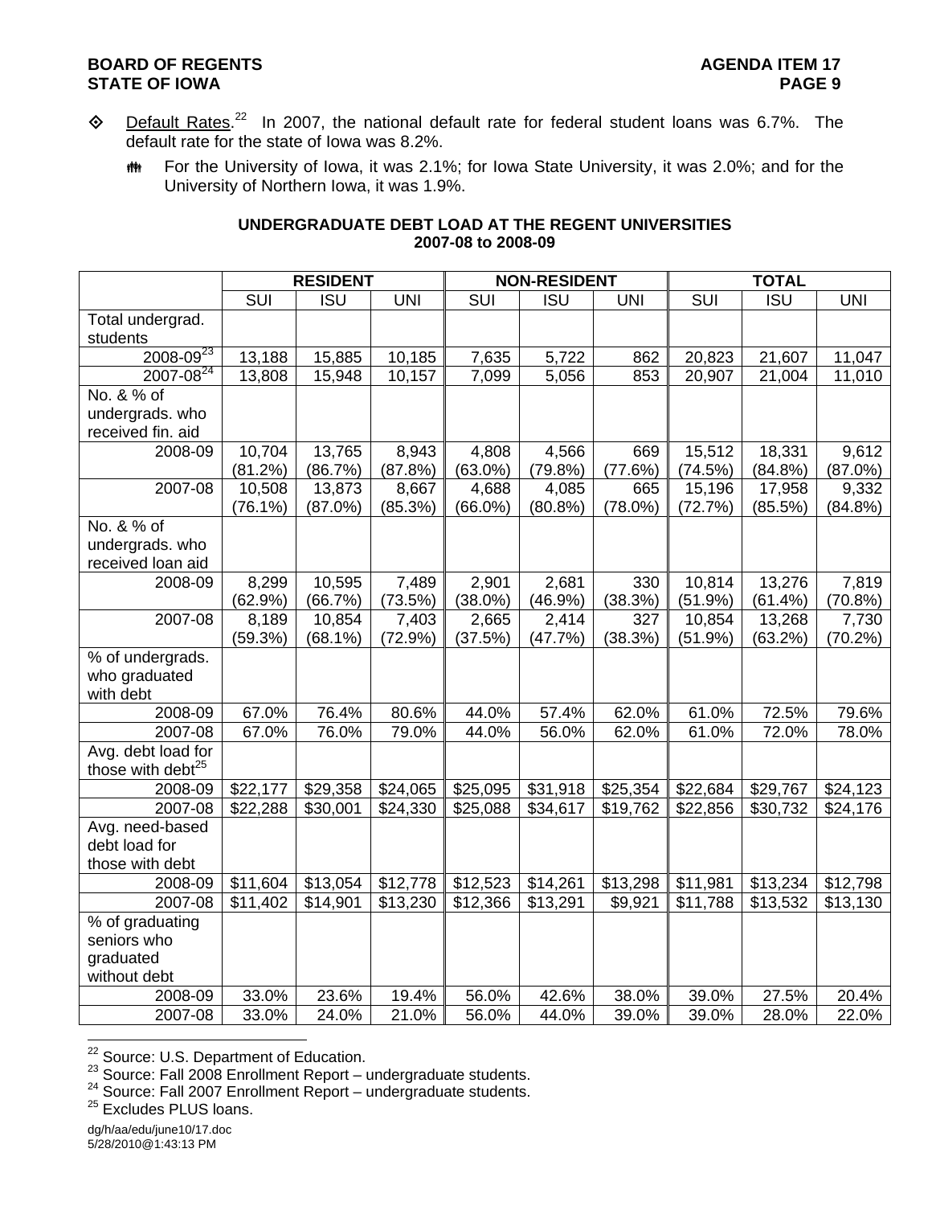- Default Rates.[22] In 2007, the national default rate for federal student loans was 6.7%. The default rate for the state of Iowa was 8.2%.
  - For the University of Iowa, it was 2.1%; for Iowa State University, it was 2.0%; and for the University of Northern Iowa, it was 1.9%.

**UNDERGRADUATE DEBT LOAD AT THE REGENT UNIVERSITIES 2007-08 to 2008-09**

| | RESIDENT | | | NON-RESIDENT | | | TOTAL | | |
|---|---|---|---|---|---|---|---|---|---|
| | SUI | ISU | UNI | SUI | ISU | UNI | SUI | ISU | UNI |
| Total undergrad. students | | | | | | | | | |
| 2008-09[23] | 13,188 | 15,885 | 10,185 | 7,635 | 5,722 | 862 | 20,823 | 21,607 | 11,047 |
| 2007-08[24] | 13,808 | 15,948 | 10,157 | 7,099 | 5,056 | 853 | 20,907 | 21,004 | 11,010 |
| No. & % of undergrads. who received fin. aid | | | | | | | | | |
| 2008-09 | 10,704 (81.2%) | 13,765 (86.7%) | 8,943 (87.8%) | 4,808 (63.0%) | 4,566 (79.8%) | 669 (77.6%) | 15,512 (74.5%) | 18,331 (84.8%) | 9,612 (87.0%) |
| 2007-08 | 10,508 (76.1%) | 13,873 (87.0%) | 8,667 (85.3%) | 4,688 (66.0%) | 4,085 (80.8%) | 665 (78.0%) | 15,196 (72.7%) | 17,958 (85.5%) | 9,332 (84.8%) |
| No. & % of undergrads. who received loan aid | | | | | | | | | |
| 2008-09 | 8,299 (62.9%) | 10,595 (66.7%) | 7,489 (73.5%) | 2,901 (38.0%) | 2,681 (46.9%) | 330 (38.3%) | 10,814 (51.9%) | 13,276 (61.4%) | 7,819 (70.8%) |
| 2007-08 | 8,189 (59.3%) | 10,854 (68.1%) | 7,403 (72.9%) | 2,665 (37.5%) | 2,414 (47.7%) | 327 (38.3%) | 10,854 (51.9%) | 13,268 (63.2%) | 7,730 (70.2%) |
| % of undergrads. who graduated with debt | | | | | | | | | |
| 2008-09 | 67.0% | 76.4% | 80.6% | 44.0% | 57.4% | 62.0% | 61.0% | 72.5% | 79.6% |
| 2007-08 | 67.0% | 76.0% | 79.0% | 44.0% | 56.0% | 62.0% | 61.0% | 72.0% | 78.0% |
| Avg. debt load for those with debt[25] | | | | | | | | | |
| 2008-09 | $22,177 | $29,358 | $24,065 | $25,095 | $31,918 | $25,354 | $22,684 | $29,767 | $24,123 |
| 2007-08 | $22,288 | $30,001 | $24,330 | $25,088 | $34,617 | $19,762 | $22,856 | $30,732 | $24,176 |
| Avg. need-based debt load for those with debt | | | | | | | | | |
| 2008-09 | $11,604 | $13,054 | $12,778 | $12,523 | $14,261 | $13,298 | $11,981 | $13,234 | $12,798 |
| 2007-08 | $11,402 | $14,901 | $13,230 | $12,366 | $13,291 | $9,921 | $11,788 | $13,532 | $13,130 |
| % of graduating seniors who graduated without debt | | | | | | | | | |
| 2008-09 | 33.0% | 23.6% | 19.4% | 56.0% | 42.6% | 38.0% | 39.0% | 27.5% | 20.4% |
| 2007-08 | 33.0% | 24.0% | 21.0% | 56.0% | 44.0% | 39.0% | 39.0% | 28.0% | 22.0% |

[22] Source: U.S. Department of Education.
[23] Source: Fall 2008 Enrollment Report – undergraduate students.
[24] Source: Fall 2007 Enrollment Report – undergraduate students.
[25] Excludes PLUS loans.

dg/h/aa/edu/june10/17.doc
5/28/2010@1:43:13 PM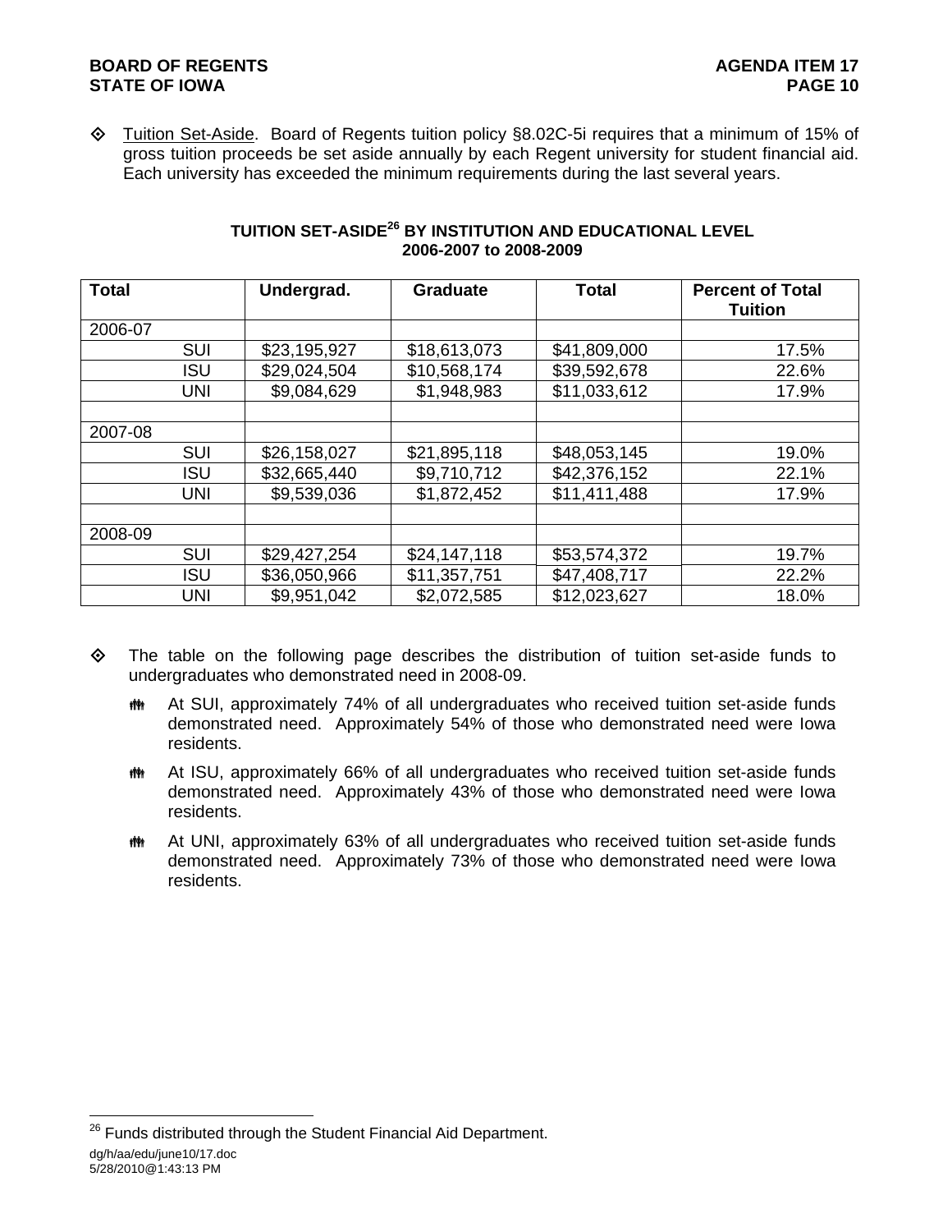- Tuition Set-Aside. Board of Regents tuition policy §8.02C-5i requires that a minimum of 15% of gross tuition proceeds be set aside annually by each Regent university for student financial aid. Each university has exceeded the minimum requirements during the last several years.

**TUITION SET-ASIDE[26] BY INSTITUTION AND EDUCATIONAL LEVEL**
**2006-2007 to 2008-2009**

| Total | Undergrad. | Graduate | Total | Percent of Total Tuition |
|---|---|---|---|---|
| 2006-07 | | | | |
| SUI | $23,195,927 | $18,613,073 | $41,809,000 | 17.5% |
| ISU | $29,024,504 | $10,568,174 | $39,592,678 | 22.6% |
| UNI | $9,084,629 | $1,948,983 | $11,033,612 | 17.9% |
| | | | | |
| 2007-08 | | | | |
| SUI | $26,158,027 | $21,895,118 | $48,053,145 | 19.0% |
| ISU | $32,665,440 | $9,710,712 | $42,376,152 | 22.1% |
| UNI | $9,539,036 | $1,872,452 | $11,411,488 | 17.9% |
| | | | | |
| 2008-09 | | | | |
| SUI | $29,427,254 | $24,147,118 | $53,574,372 | 19.7% |
| ISU | $36,050,966 | $11,357,751 | $47,408,717 | 22.2% |
| UNI | $9,951,042 | $2,072,585 | $12,023,627 | 18.0% |

- The table on the following page describes the distribution of tuition set-aside funds to undergraduates who demonstrated need in 2008-09.
  - At SUI, approximately 74% of all undergraduates who received tuition set-aside funds demonstrated need. Approximately 54% of those who demonstrated need were Iowa residents.
  - At ISU, approximately 66% of all undergraduates who received tuition set-aside funds demonstrated need. Approximately 43% of those who demonstrated need were Iowa residents.
  - At UNI, approximately 63% of all undergraduates who received tuition set-aside funds demonstrated need. Approximately 73% of those who demonstrated need were Iowa residents.

[26] Funds distributed through the Student Financial Aid Department.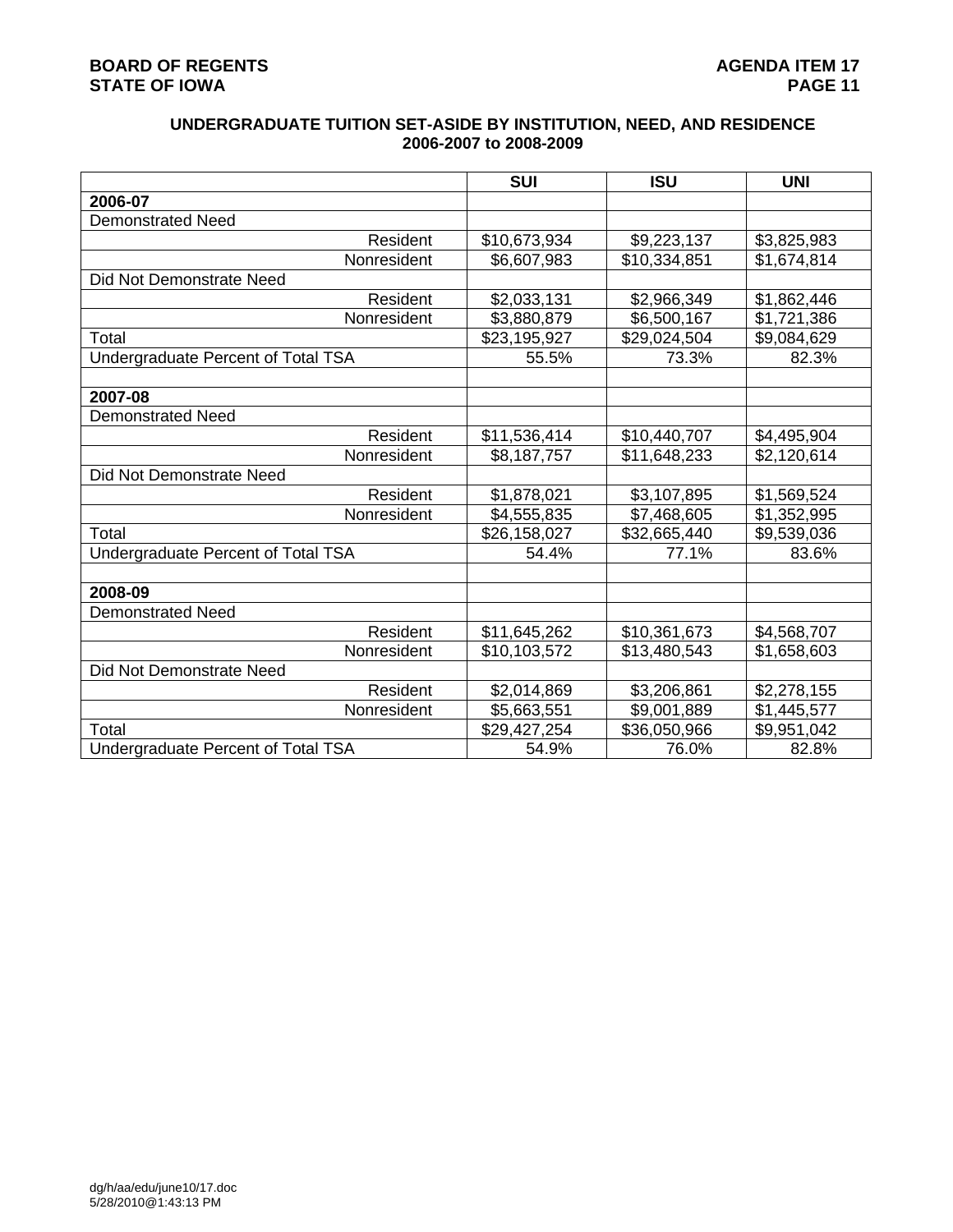## UNDERGRADUATE TUITION SET-ASIDE BY INSTITUTION, NEED, AND RESIDENCE
## 2006-2007 to 2008-2009

| | SUI | ISU | UNI |
|---|---|---|---|
| **2006-07** | | | |
| Demonstrated Need | | | |
| Resident | $10,673,934 | $9,223,137 | $3,825,983 |
| Nonresident | $6,607,983 | $10,334,851 | $1,674,814 |
| Did Not Demonstrate Need | | | |
| Resident | $2,033,131 | $2,966,349 | $1,862,446 |
| Nonresident | $3,880,879 | $6,500,167 | $1,721,386 |
| Total | $23,195,927 | $29,024,504 | $9,084,629 |
| Undergraduate Percent of Total TSA | 55.5% | 73.3% | 82.3% |
| | | | |
| **2007-08** | | | |
| Demonstrated Need | | | |
| Resident | $11,536,414 | $10,440,707 | $4,495,904 |
| Nonresident | $8,187,757 | $11,648,233 | $2,120,614 |
| Did Not Demonstrate Need | | | |
| Resident | $1,878,021 | $3,107,895 | $1,569,524 |
| Nonresident | $4,555,835 | $7,468,605 | $1,352,995 |
| Total | $26,158,027 | $32,665,440 | $9,539,036 |
| Undergraduate Percent of Total TSA | 54.4% | 77.1% | 83.6% |
| | | | |
| **2008-09** | | | |
| Demonstrated Need | | | |
| Resident | $11,645,262 | $10,361,673 | $4,568,707 |
| Nonresident | $10,103,572 | $13,480,543 | $1,658,603 |
| Did Not Demonstrate Need | | | |
| Resident | $2,014,869 | $3,206,861 | $2,278,155 |
| Nonresident | $5,663,551 | $9,001,889 | $1,445,577 |
| Total | $29,427,254 | $36,050,966 | $9,951,042 |
| Undergraduate Percent of Total TSA | 54.9% | 76.0% | 82.8% |

dg/h/aa/edu/june10/17.doc
5/28/2010@1:43:13 PM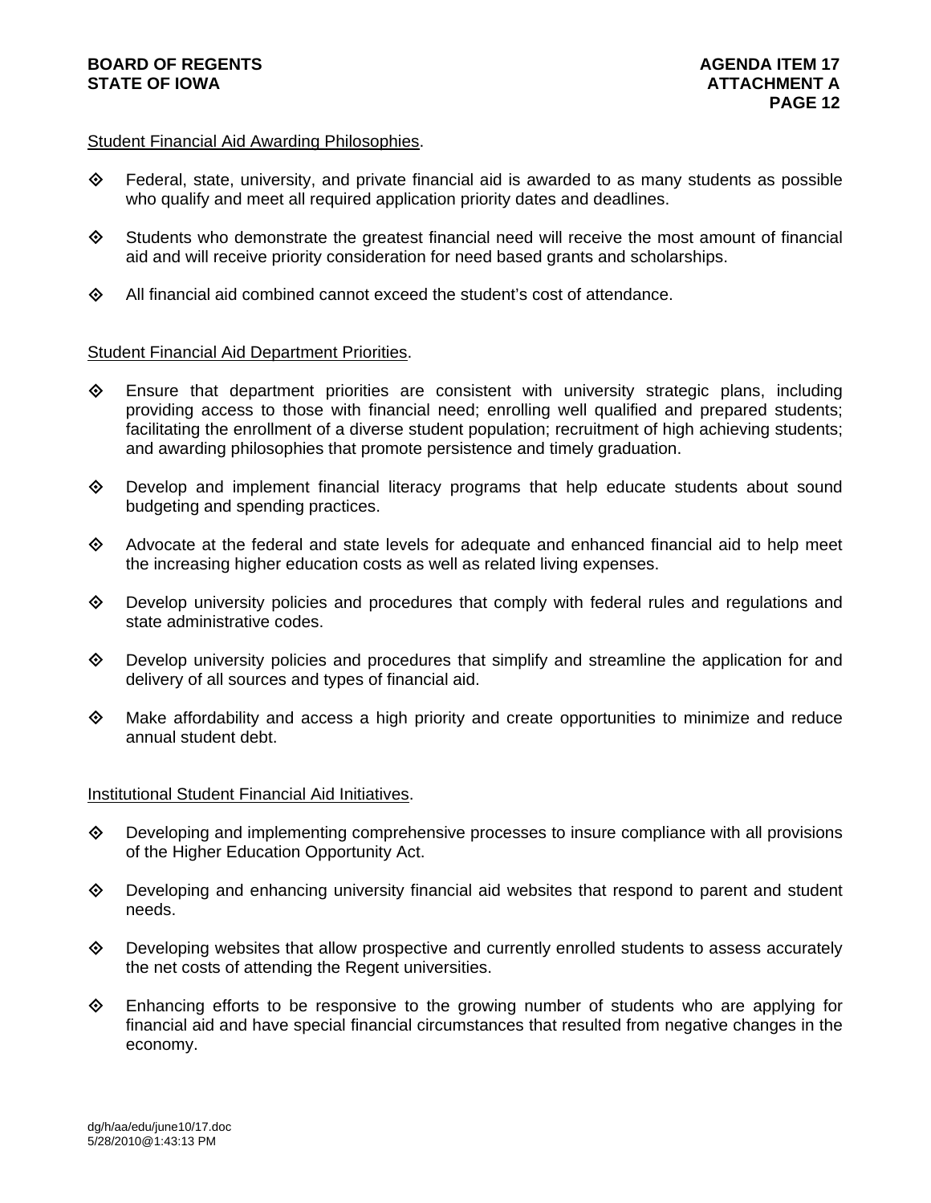Student Financial Aid Awarding Philosophies.

- Federal, state, university, and private financial aid is awarded to as many students as possible who qualify and meet all required application priority dates and deadlines.
- Students who demonstrate the greatest financial need will receive the most amount of financial aid and will receive priority consideration for need based grants and scholarships.
- All financial aid combined cannot exceed the student's cost of attendance.

Student Financial Aid Department Priorities.

- Ensure that department priorities are consistent with university strategic plans, including providing access to those with financial need; enrolling well qualified and prepared students; facilitating the enrollment of a diverse student population; recruitment of high achieving students; and awarding philosophies that promote persistence and timely graduation.
- Develop and implement financial literacy programs that help educate students about sound budgeting and spending practices.
- Advocate at the federal and state levels for adequate and enhanced financial aid to help meet the increasing higher education costs as well as related living expenses.
- Develop university policies and procedures that comply with federal rules and regulations and state administrative codes.
- Develop university policies and procedures that simplify and streamline the application for and delivery of all sources and types of financial aid.
- Make affordability and access a high priority and create opportunities to minimize and reduce annual student debt.

Institutional Student Financial Aid Initiatives.

- Developing and implementing comprehensive processes to insure compliance with all provisions of the Higher Education Opportunity Act.
- Developing and enhancing university financial aid websites that respond to parent and student needs.
- Developing websites that allow prospective and currently enrolled students to assess accurately the net costs of attending the Regent universities.
- Enhancing efforts to be responsive to the growing number of students who are applying for financial aid and have special financial circumstances that resulted from negative changes in the economy.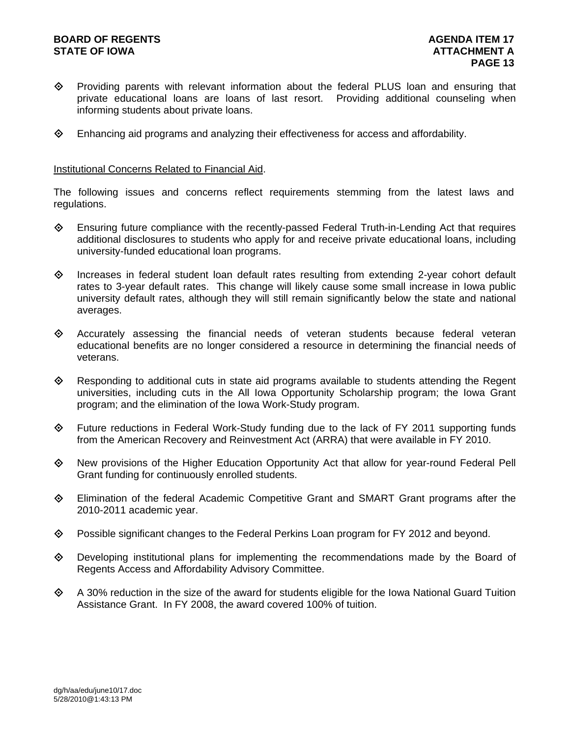- Providing parents with relevant information about the federal PLUS loan and ensuring that private educational loans are loans of last resort. Providing additional counseling when informing students about private loans.

- Enhancing aid programs and analyzing their effectiveness for access and affordability.

<u>Institutional Concerns Related to Financial Aid</u>.

The following issues and concerns reflect requirements stemming from the latest laws and regulations.

- Ensuring future compliance with the recently-passed Federal Truth-in-Lending Act that requires additional disclosures to students who apply for and receive private educational loans, including university-funded educational loan programs.

- Increases in federal student loan default rates resulting from extending 2-year cohort default rates to 3-year default rates. This change will likely cause some small increase in Iowa public university default rates, although they will still remain significantly below the state and national averages.

- Accurately assessing the financial needs of veteran students because federal veteran educational benefits are no longer considered a resource in determining the financial needs of veterans.

- Responding to additional cuts in state aid programs available to students attending the Regent universities, including cuts in the All Iowa Opportunity Scholarship program; the Iowa Grant program; and the elimination of the Iowa Work-Study program.

- Future reductions in Federal Work-Study funding due to the lack of FY 2011 supporting funds from the American Recovery and Reinvestment Act (ARRA) that were available in FY 2010.

- New provisions of the Higher Education Opportunity Act that allow for year-round Federal Pell Grant funding for continuously enrolled students.

- Elimination of the federal Academic Competitive Grant and SMART Grant programs after the 2010-2011 academic year.

- Possible significant changes to the Federal Perkins Loan program for FY 2012 and beyond.

- Developing institutional plans for implementing the recommendations made by the Board of Regents Access and Affordability Advisory Committee.

- A 30% reduction in the size of the award for students eligible for the Iowa National Guard Tuition Assistance Grant. In FY 2008, the award covered 100% of tuition.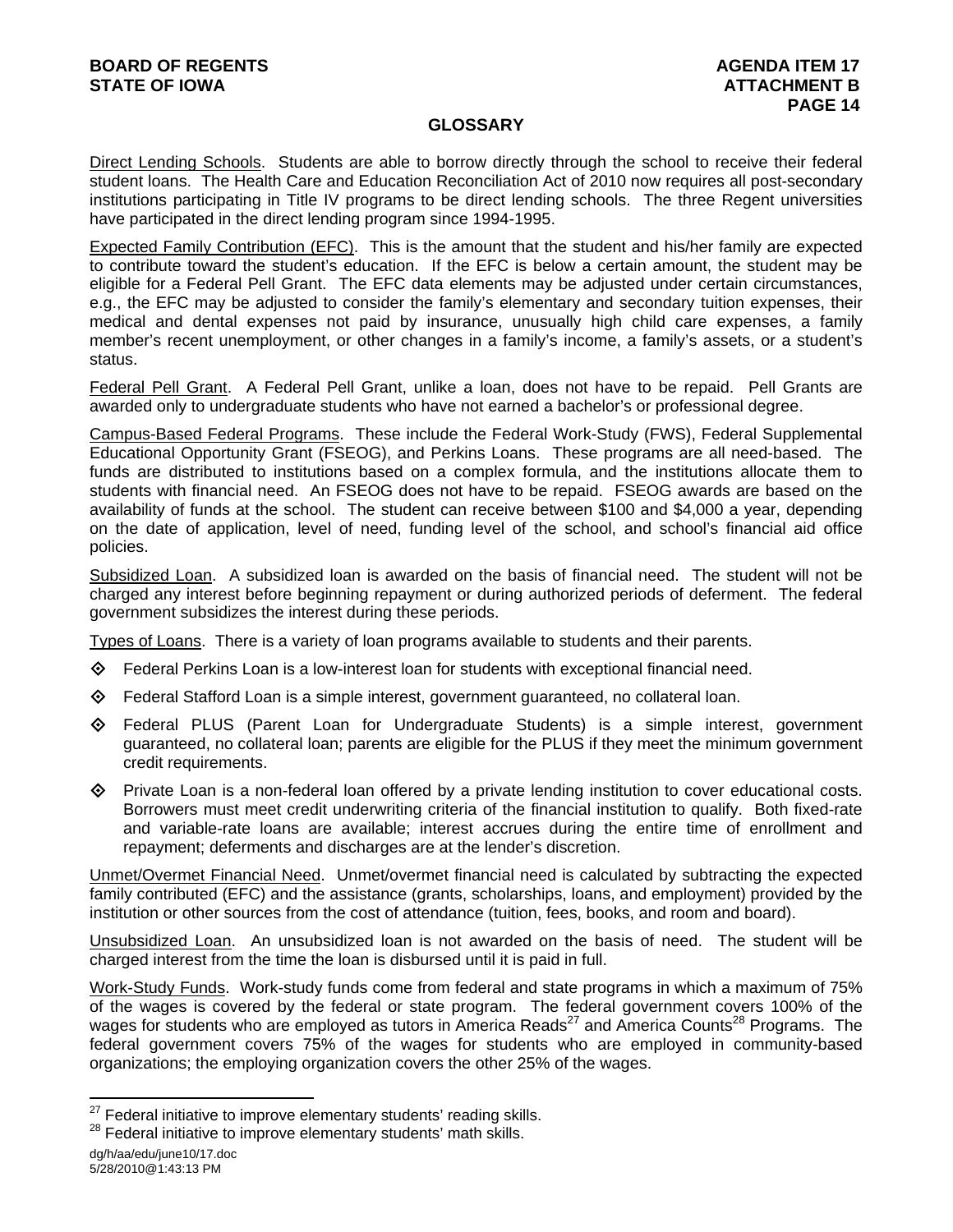# GLOSSARY

Direct Lending Schools. Students are able to borrow directly through the school to receive their federal student loans. The Health Care and Education Reconciliation Act of 2010 now requires all post-secondary institutions participating in Title IV programs to be direct lending schools. The three Regent universities have participated in the direct lending program since 1994-1995.

Expected Family Contribution (EFC). This is the amount that the student and his/her family are expected to contribute toward the student's education. If the EFC is below a certain amount, the student may be eligible for a Federal Pell Grant. The EFC data elements may be adjusted under certain circumstances, e.g., the EFC may be adjusted to consider the family's elementary and secondary tuition expenses, their medical and dental expenses not paid by insurance, unusually high child care expenses, a family member's recent unemployment, or other changes in a family's income, a family's assets, or a student's status.

Federal Pell Grant. A Federal Pell Grant, unlike a loan, does not have to be repaid. Pell Grants are awarded only to undergraduate students who have not earned a bachelor's or professional degree.

Campus-Based Federal Programs. These include the Federal Work-Study (FWS), Federal Supplemental Educational Opportunity Grant (FSEOG), and Perkins Loans. These programs are all need-based. The funds are distributed to institutions based on a complex formula, and the institutions allocate them to students with financial need. An FSEOG does not have to be repaid. FSEOG awards are based on the availability of funds at the school. The student can receive between $100 and $4,000 a year, depending on the date of application, level of need, funding level of the school, and school's financial aid office policies.

Subsidized Loan. A subsidized loan is awarded on the basis of financial need. The student will not be charged any interest before beginning repayment or during authorized periods of deferment. The federal government subsidizes the interest during these periods.

Types of Loans. There is a variety of loan programs available to students and their parents.

- Federal Perkins Loan is a low-interest loan for students with exceptional financial need.
- Federal Stafford Loan is a simple interest, government guaranteed, no collateral loan.
- Federal PLUS (Parent Loan for Undergraduate Students) is a simple interest, government guaranteed, no collateral loan; parents are eligible for the PLUS if they meet the minimum government credit requirements.
- Private Loan is a non-federal loan offered by a private lending institution to cover educational costs. Borrowers must meet credit underwriting criteria of the financial institution to qualify. Both fixed-rate and variable-rate loans are available; interest accrues during the entire time of enrollment and repayment; deferments and discharges are at the lender's discretion.

Unmet/Overmet Financial Need. Unmet/overmet financial need is calculated by subtracting the expected family contributed (EFC) and the assistance (grants, scholarships, loans, and employment) provided by the institution or other sources from the cost of attendance (tuition, fees, books, and room and board).

Unsubsidized Loan. An unsubsidized loan is not awarded on the basis of need. The student will be charged interest from the time the loan is disbursed until it is paid in full.

Work-Study Funds. Work-study funds come from federal and state programs in which a maximum of 75% of the wages is covered by the federal or state program. The federal government covers 100% of the wages for students who are employed as tutors in America Reads[27] and America Counts[28] Programs. The federal government covers 75% of the wages for students who are employed in community-based organizations; the employing organization covers the other 25% of the wages.

---

[27] Federal initiative to improve elementary students' reading skills.

[28] Federal initiative to improve elementary students' math skills.